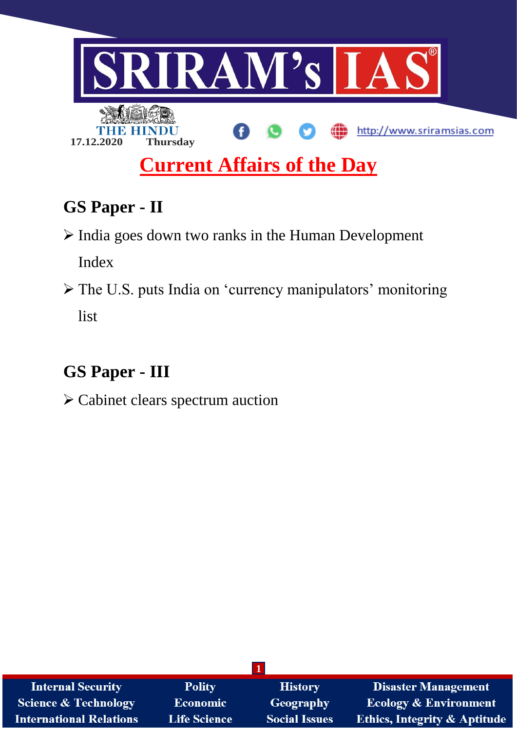SRIRAM's IAS

THE HINDU

17.12.2020 Thursday

http://www.sriramsias.com

# Current Affairs of the Day

## GS Paper - II

- India goes down two ranks in the Human Development Index
- The U.S. puts India on 'currency manipulators' monitoring list

## GS Paper - III

- Cabinet clears spectrum auction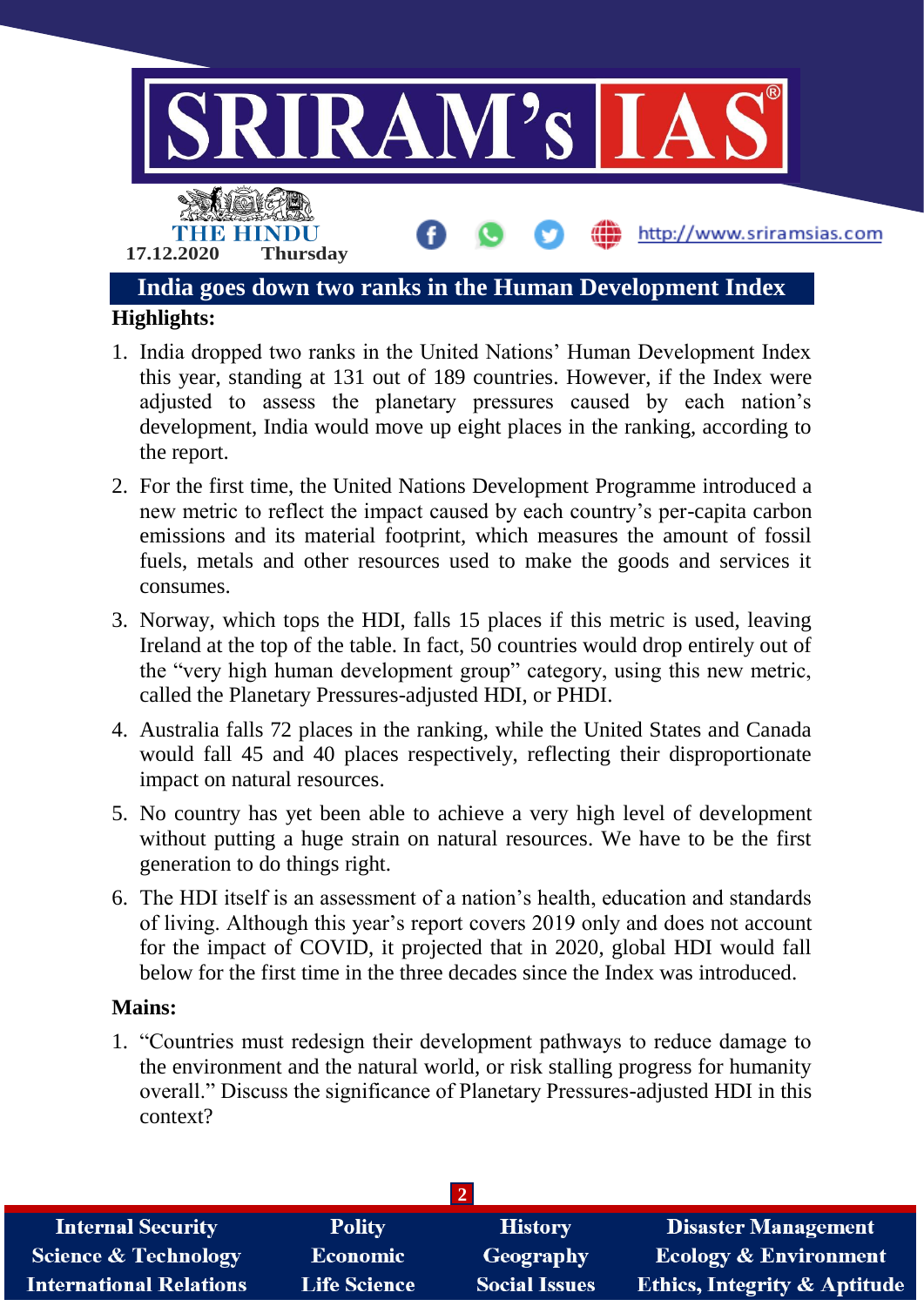# India goes down two ranks in the Human Development Index

**Highlights:**

1. India dropped two ranks in the United Nations' Human Development Index this year, standing at 131 out of 189 countries. However, if the Index were adjusted to assess the planetary pressures caused by each nation's development, India would move up eight places in the ranking, according to the report.
2. For the first time, the United Nations Development Programme introduced a new metric to reflect the impact caused by each country's per-capita carbon emissions and its material footprint, which measures the amount of fossil fuels, metals and other resources used to make the goods and services it consumes.
3. Norway, which tops the HDI, falls 15 places if this metric is used, leaving Ireland at the top of the table. In fact, 50 countries would drop entirely out of the "very high human development group" category, using this new metric, called the Planetary Pressures-adjusted HDI, or PHDI.
4. Australia falls 72 places in the ranking, while the United States and Canada would fall 45 and 40 places respectively, reflecting their disproportionate impact on natural resources.
5. No country has yet been able to achieve a very high level of development without putting a huge strain on natural resources. We have to be the first generation to do things right.
6. The HDI itself is an assessment of a nation's health, education and standards of living. Although this year's report covers 2019 only and does not account for the impact of COVID, it projected that in 2020, global HDI would fall below for the first time in the three decades since the Index was introduced.

**Mains:**

1. "Countries must redesign their development pathways to reduce damage to the environment and the natural world, or risk stalling progress for humanity overall." Discuss the significance of Planetary Pressures-adjusted HDI in this context?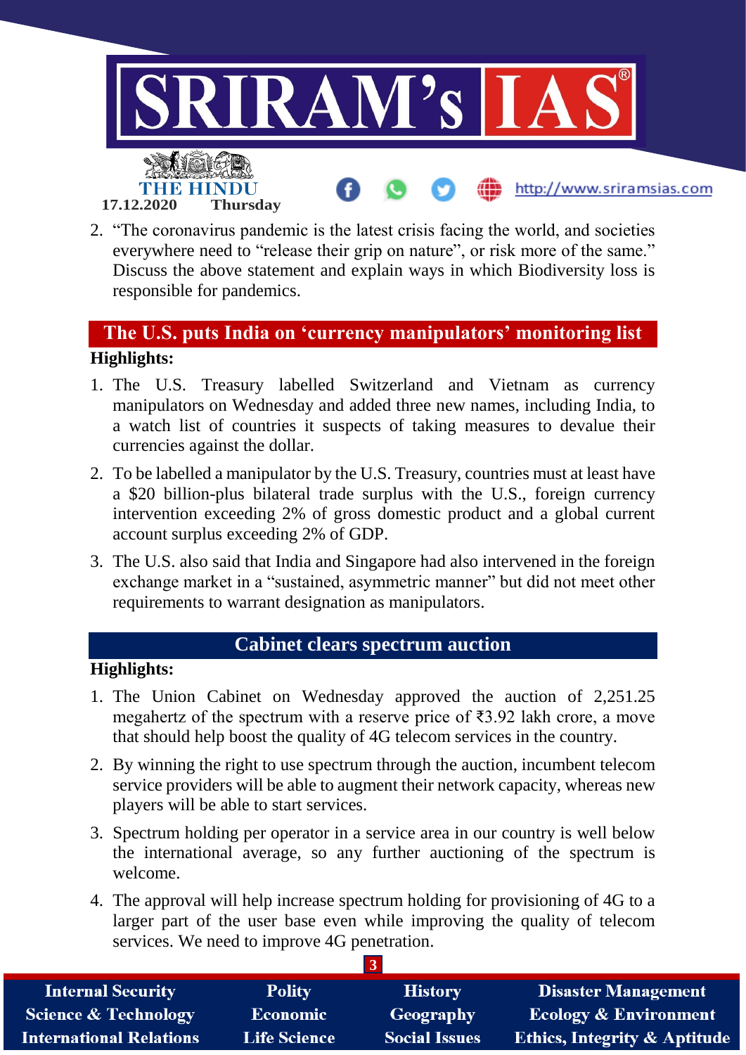2. "The coronavirus pandemic is the latest crisis facing the world, and societies everywhere need to "release their grip on nature", or risk more of the same." Discuss the above statement and explain ways in which Biodiversity loss is responsible for pandemics.

## The U.S. puts India on 'currency manipulators' monitoring list

**Highlights:**

1. The U.S. Treasury labelled Switzerland and Vietnam as currency manipulators on Wednesday and added three new names, including India, to a watch list of countries it suspects of taking measures to devalue their currencies against the dollar.
2. To be labelled a manipulator by the U.S. Treasury, countries must at least have a $20 billion-plus bilateral trade surplus with the U.S., foreign currency intervention exceeding 2% of gross domestic product and a global current account surplus exceeding 2% of GDP.
3. The U.S. also said that India and Singapore had also intervened in the foreign exchange market in a "sustained, asymmetric manner" but did not meet other requirements to warrant designation as manipulators.

## Cabinet clears spectrum auction

**Highlights:**

1. The Union Cabinet on Wednesday approved the auction of 2,251.25 megahertz of the spectrum with a reserve price of ₹3.92 lakh crore, a move that should help boost the quality of 4G telecom services in the country.
2. By winning the right to use spectrum through the auction, incumbent telecom service providers will be able to augment their network capacity, whereas new players will be able to start services.
3. Spectrum holding per operator in a service area in our country is well below the international average, so any further auctioning of the spectrum is welcome.
4. The approval will help increase spectrum holding for provisioning of 4G to a larger part of the user base even while improving the quality of telecom services. We need to improve 4G penetration.